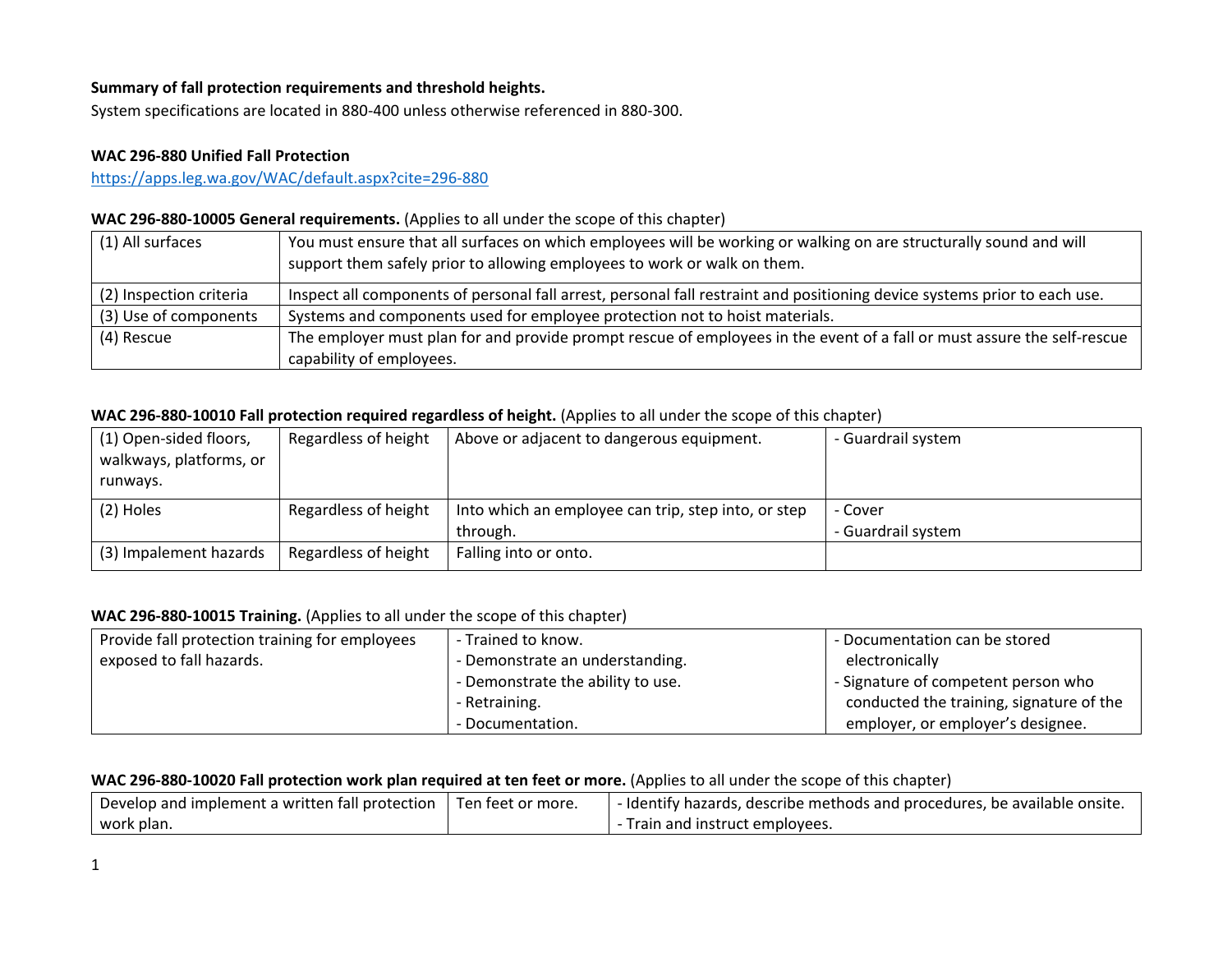**Summary of fall protection requirements and threshold heights.**

System specifications are located in 880-400 unless otherwise referenced in 880-300.

**WAC 296-880 Unified Fall Protection**

https://apps.leg.wa.gov/WAC/default.aspx?cite=296-880

**WAC 296-880-10005 General requirements.** (Applies to all under the scope of this chapter)

| | |
|---|---|
| (1) All surfaces | You must ensure that all surfaces on which employees will be working or walking on are structurally sound and will support them safely prior to allowing employees to work or walk on them. |
| (2) Inspection criteria | Inspect all components of personal fall arrest, personal fall restraint and positioning device systems prior to each use. |
| (3) Use of components | Systems and components used for employee protection not to hoist materials. |
| (4) Rescue | The employer must plan for and provide prompt rescue of employees in the event of a fall or must assure the self-rescue capability of employees. |

**WAC 296-880-10010 Fall protection required regardless of height.** (Applies to all under the scope of this chapter)

| | | | |
|---|---|---|---|
| (1) Open-sided floors, walkways, platforms, or runways. | Regardless of height | Above or adjacent to dangerous equipment. | - Guardrail system |
| (2) Holes | Regardless of height | Into which an employee can trip, step into, or step through. | - Cover<br>- Guardrail system |
| (3) Impalement hazards | Regardless of height | Falling into or onto. | |

**WAC 296-880-10015 Training.** (Applies to all under the scope of this chapter)

| | | |
|---|---|---|
| Provide fall protection training for employees exposed to fall hazards. | - Trained to know.<br>- Demonstrate an understanding.<br>- Demonstrate the ability to use.<br>- Retraining.<br>- Documentation. | - Documentation can be stored electronically<br>- Signature of competent person who conducted the training, signature of the employer, or employer's designee. |

**WAC 296-880-10020 Fall protection work plan required at ten feet or more.** (Applies to all under the scope of this chapter)

| | | |
|---|---|---|
| Develop and implement a written fall protection work plan. | Ten feet or more. | - Identify hazards, describe methods and procedures, be available onsite.<br>- Train and instruct employees. |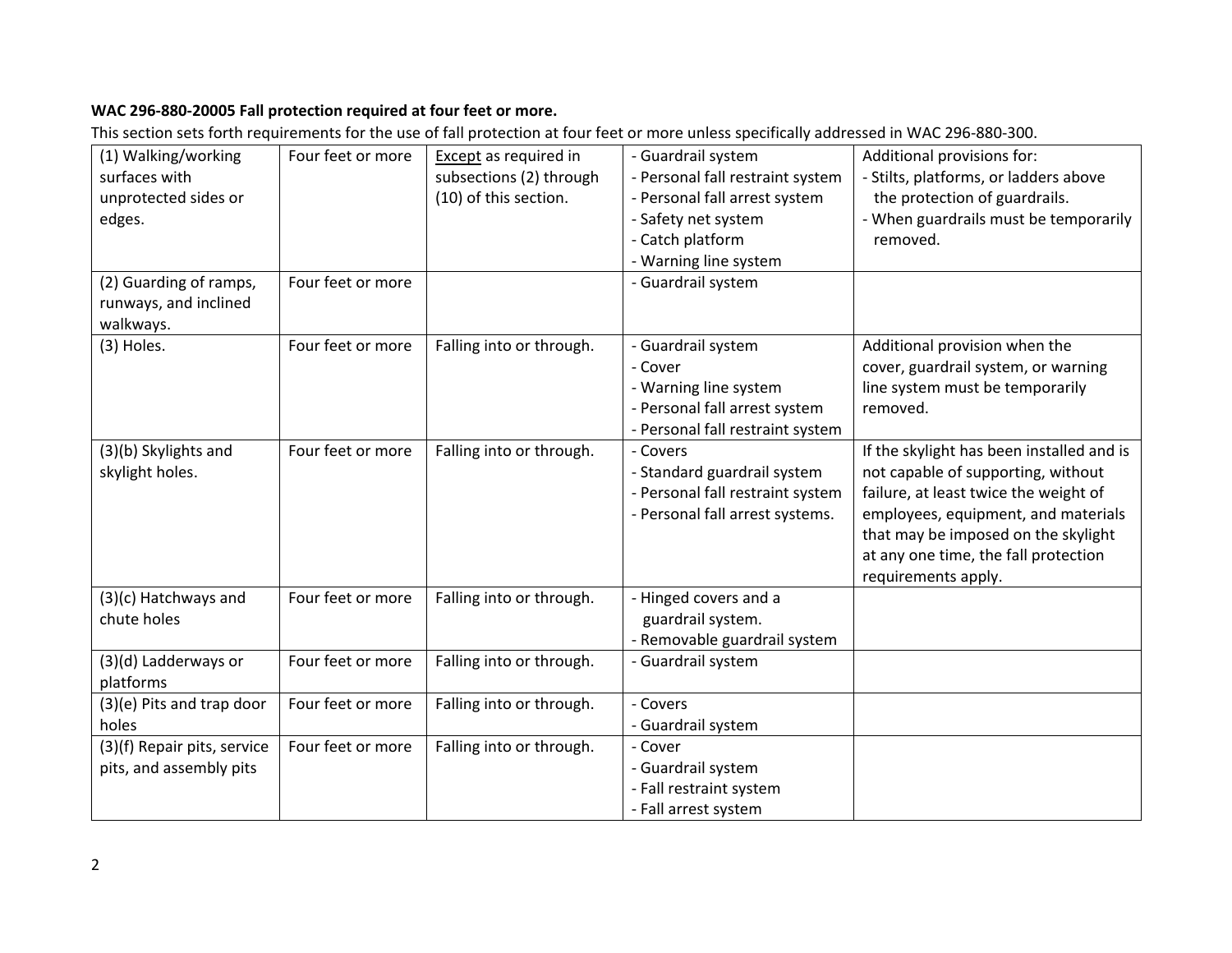**WAC 296-880-20005 Fall protection required at four feet or more.**

This section sets forth requirements for the use of fall protection at four feet or more unless specifically addressed in WAC 296-880-300.

| | | | | |
|---|---|---|---|---|
| (1) Walking/working surfaces with unprotected sides or edges. | Four feet or more | <u>Except</u> as required in subsections (2) through (10) of this section. | - Guardrail system<br>- Personal fall restraint system<br>- Personal fall arrest system<br>- Safety net system<br>- Catch platform<br>- Warning line system | Additional provisions for:<br>- Stilts, platforms, or ladders above the protection of guardrails.<br>- When guardrails must be temporarily removed. |
| (2) Guarding of ramps, runways, and inclined walkways. | Four feet or more | | - Guardrail system | |
| (3) Holes. | Four feet or more | Falling into or through. | - Guardrail system<br>- Cover<br>- Warning line system<br>- Personal fall arrest system<br>- Personal fall restraint system | Additional provision when the cover, guardrail system, or warning line system must be temporarily removed. |
| (3)(b) Skylights and skylight holes. | Four feet or more | Falling into or through. | - Covers<br>- Standard guardrail system<br>- Personal fall restraint system<br>- Personal fall arrest systems. | If the skylight has been installed and is not capable of supporting, without failure, at least twice the weight of employees, equipment, and materials that may be imposed on the skylight at any one time, the fall protection requirements apply. |
| (3)(c) Hatchways and chute holes | Four feet or more | Falling into or through. | - Hinged covers and a guardrail system.<br>- Removable guardrail system | |
| (3)(d) Ladderways or platforms | Four feet or more | Falling into or through. | - Guardrail system | |
| (3)(e) Pits and trap door holes | Four feet or more | Falling into or through. | - Covers<br>- Guardrail system | |
| (3)(f) Repair pits, service pits, and assembly pits | Four feet or more | Falling into or through. | - Cover<br>- Guardrail system<br>- Fall restraint system<br>- Fall arrest system | |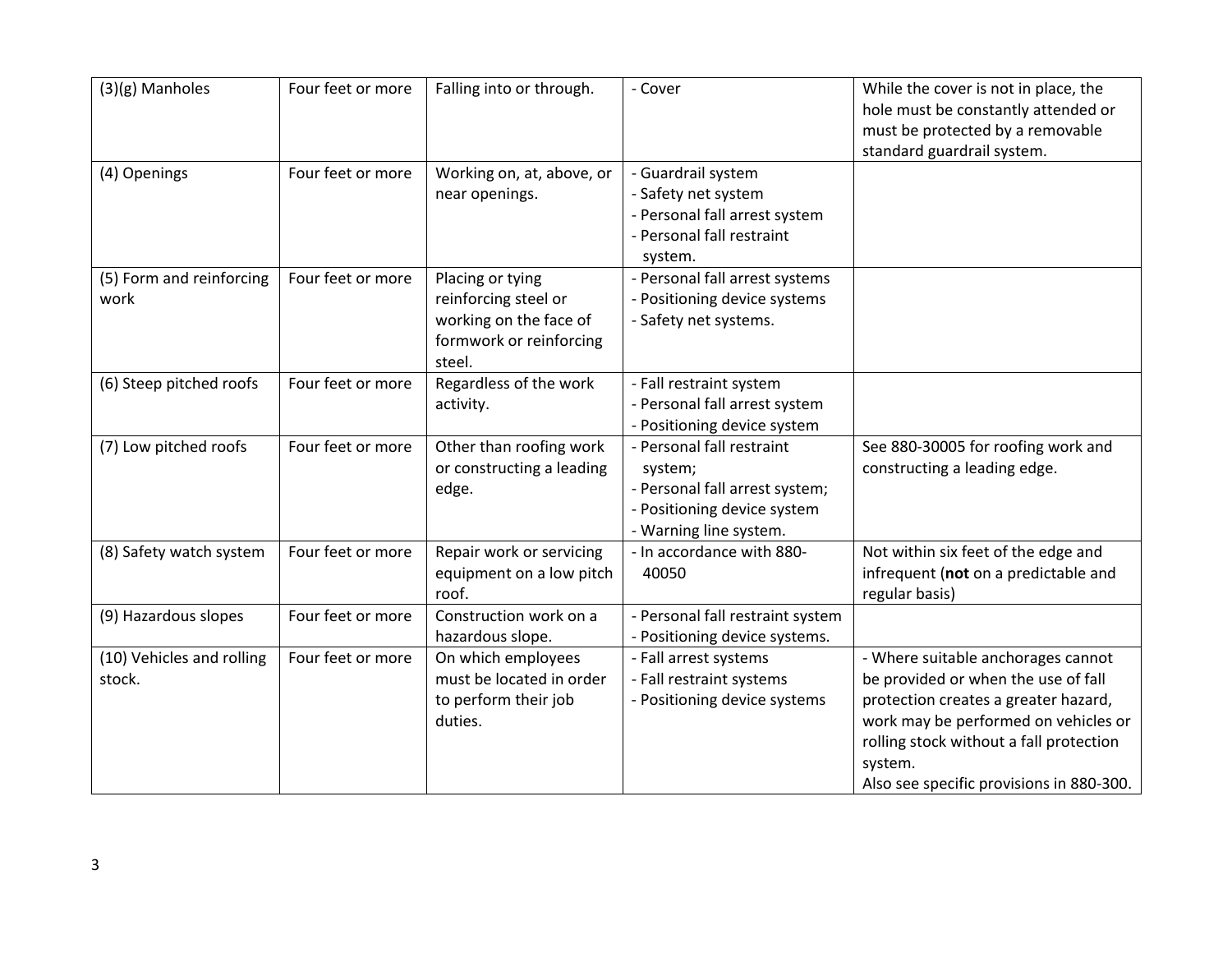| (3)(g) Manholes | Four feet or more | Falling into or through. | - Cover | While the cover is not in place, the hole must be constantly attended or must be protected by a removable standard guardrail system. |
|---|---|---|---|---|
| (4) Openings | Four feet or more | Working on, at, above, or near openings. | - Guardrail system<br>- Safety net system<br>- Personal fall arrest system<br>- Personal fall restraint system. | |
| (5) Form and reinforcing work | Four feet or more | Placing or tying reinforcing steel or working on the face of formwork or reinforcing steel. | - Personal fall arrest systems<br>- Positioning device systems<br>- Safety net systems. | |
| (6) Steep pitched roofs | Four feet or more | Regardless of the work activity. | - Fall restraint system<br>- Personal fall arrest system<br>- Positioning device system | |
| (7) Low pitched roofs | Four feet or more | Other than roofing work or constructing a leading edge. | - Personal fall restraint system;<br>- Personal fall arrest system;<br>- Positioning device system<br>- Warning line system. | See 880-30005 for roofing work and constructing a leading edge. |
| (8) Safety watch system | Four feet or more | Repair work or servicing equipment on a low pitch roof. | - In accordance with 880-40050 | Not within six feet of the edge and infrequent (**not** on a predictable and regular basis) |
| (9) Hazardous slopes | Four feet or more | Construction work on a hazardous slope. | - Personal fall restraint system<br>- Positioning device systems. | |
| (10) Vehicles and rolling stock. | Four feet or more | On which employees must be located in order to perform their job duties. | - Fall arrest systems<br>- Fall restraint systems<br>- Positioning device systems | - Where suitable anchorages cannot be provided or when the use of fall protection creates a greater hazard, work may be performed on vehicles or rolling stock without a fall protection system.<br>Also see specific provisions in 880-300. |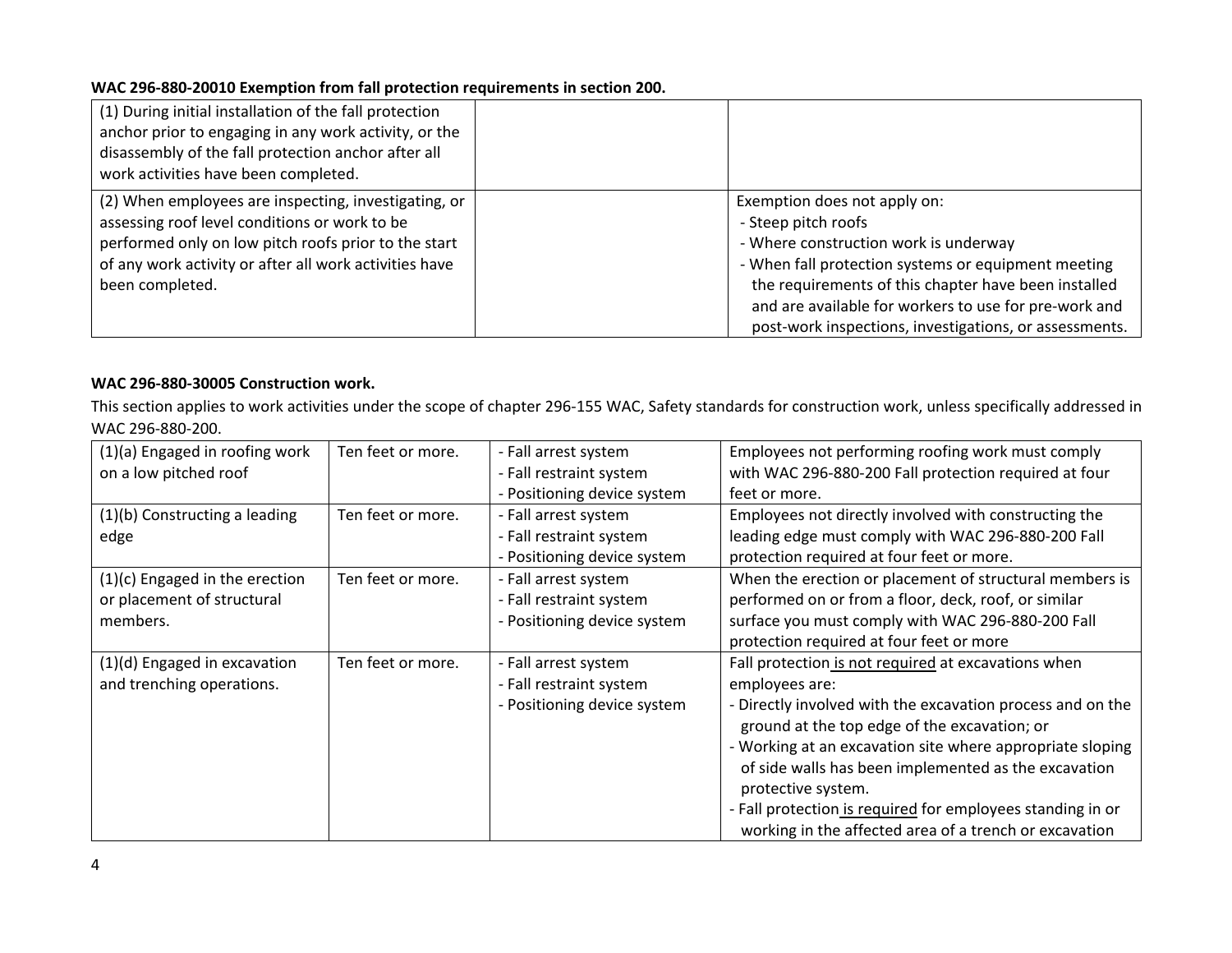**WAC 296-880-20010 Exemption from fall protection requirements in section 200.**

| | | |
|---|---|---|
| (1) During initial installation of the fall protection anchor prior to engaging in any work activity, or the disassembly of the fall protection anchor after all work activities have been completed. | | |
| (2) When employees are inspecting, investigating, or assessing roof level conditions or work to be performed only on low pitch roofs prior to the start of any work activity or after all work activities have been completed. | | Exemption does not apply on:<br>- Steep pitch roofs<br>- Where construction work is underway<br>- When fall protection systems or equipment meeting the requirements of this chapter have been installed and are available for workers to use for pre-work and post-work inspections, investigations, or assessments. |

**WAC 296-880-30005 Construction work.**

This section applies to work activities under the scope of chapter 296-155 WAC, Safety standards for construction work, unless specifically addressed in WAC 296-880-200.

| | | | |
|---|---|---|---|
| (1)(a) Engaged in roofing work on a low pitched roof | Ten feet or more. | - Fall arrest system<br>- Fall restraint system<br>- Positioning device system | Employees not performing roofing work must comply with WAC 296-880-200 Fall protection required at four feet or more. |
| (1)(b) Constructing a leading edge | Ten feet or more. | - Fall arrest system<br>- Fall restraint system<br>- Positioning device system | Employees not directly involved with constructing the leading edge must comply with WAC 296-880-200 Fall protection required at four feet or more. |
| (1)(c) Engaged in the erection or placement of structural members. | Ten feet or more. | - Fall arrest system<br>- Fall restraint system<br>- Positioning device system | When the erection or placement of structural members is performed on or from a floor, deck, roof, or similar surface you must comply with WAC 296-880-200 Fall protection required at four feet or more |
| (1)(d) Engaged in excavation and trenching operations. | Ten feet or more. | - Fall arrest system<br>- Fall restraint system<br>- Positioning device system | Fall protection is not required at excavations when employees are:<br>- Directly involved with the excavation process and on the ground at the top edge of the excavation; or<br>- Working at an excavation site where appropriate sloping of side walls has been implemented as the excavation protective system.<br>- Fall protection is required for employees standing in or working in the affected area of a trench or excavation |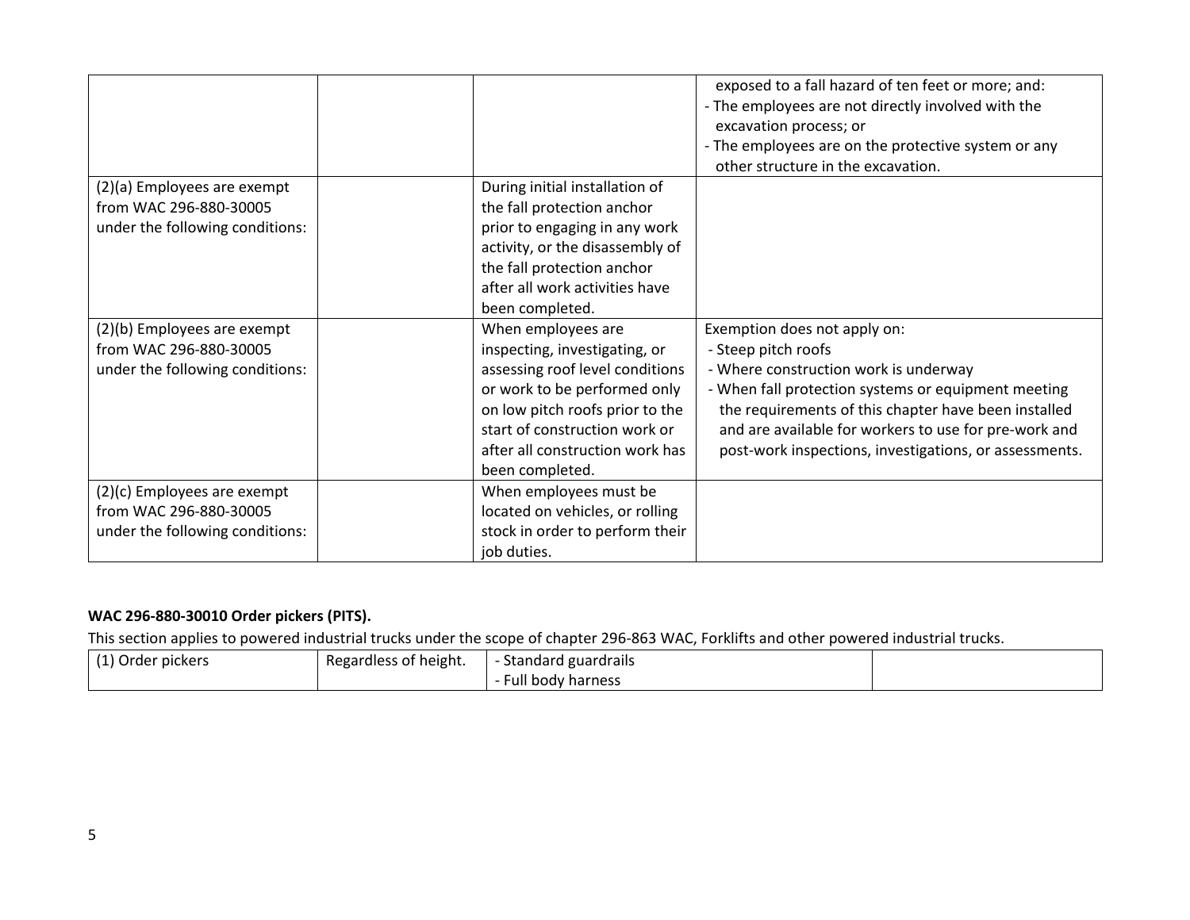| | | | |
|---|---|---|---|
| | | | exposed to a fall hazard of ten feet or more; and:<br>- The employees are not directly involved with the excavation process; or<br>- The employees are on the protective system or any other structure in the excavation. |
| (2)(a) Employees are exempt from WAC 296-880-30005 under the following conditions: | | During initial installation of the fall protection anchor prior to engaging in any work activity, or the disassembly of the fall protection anchor after all work activities have been completed. | |
| (2)(b) Employees are exempt from WAC 296-880-30005 under the following conditions: | | When employees are inspecting, investigating, or assessing roof level conditions or work to be performed only on low pitch roofs prior to the start of construction work or after all construction work has been completed. | Exemption does not apply on:<br>- Steep pitch roofs<br>- Where construction work is underway<br>- When fall protection systems or equipment meeting the requirements of this chapter have been installed and are available for workers to use for pre-work and post-work inspections, investigations, or assessments. |
| (2)(c) Employees are exempt from WAC 296-880-30005 under the following conditions: | | When employees must be located on vehicles, or rolling stock in order to perform their job duties. | |

**WAC 296-880-30010 Order pickers (PITS).**

This section applies to powered industrial trucks under the scope of chapter 296-863 WAC, Forklifts and other powered industrial trucks.

| | | | |
|---|---|---|---|
| (1) Order pickers | Regardless of height. | - Standard guardrails<br>- Full body harness | |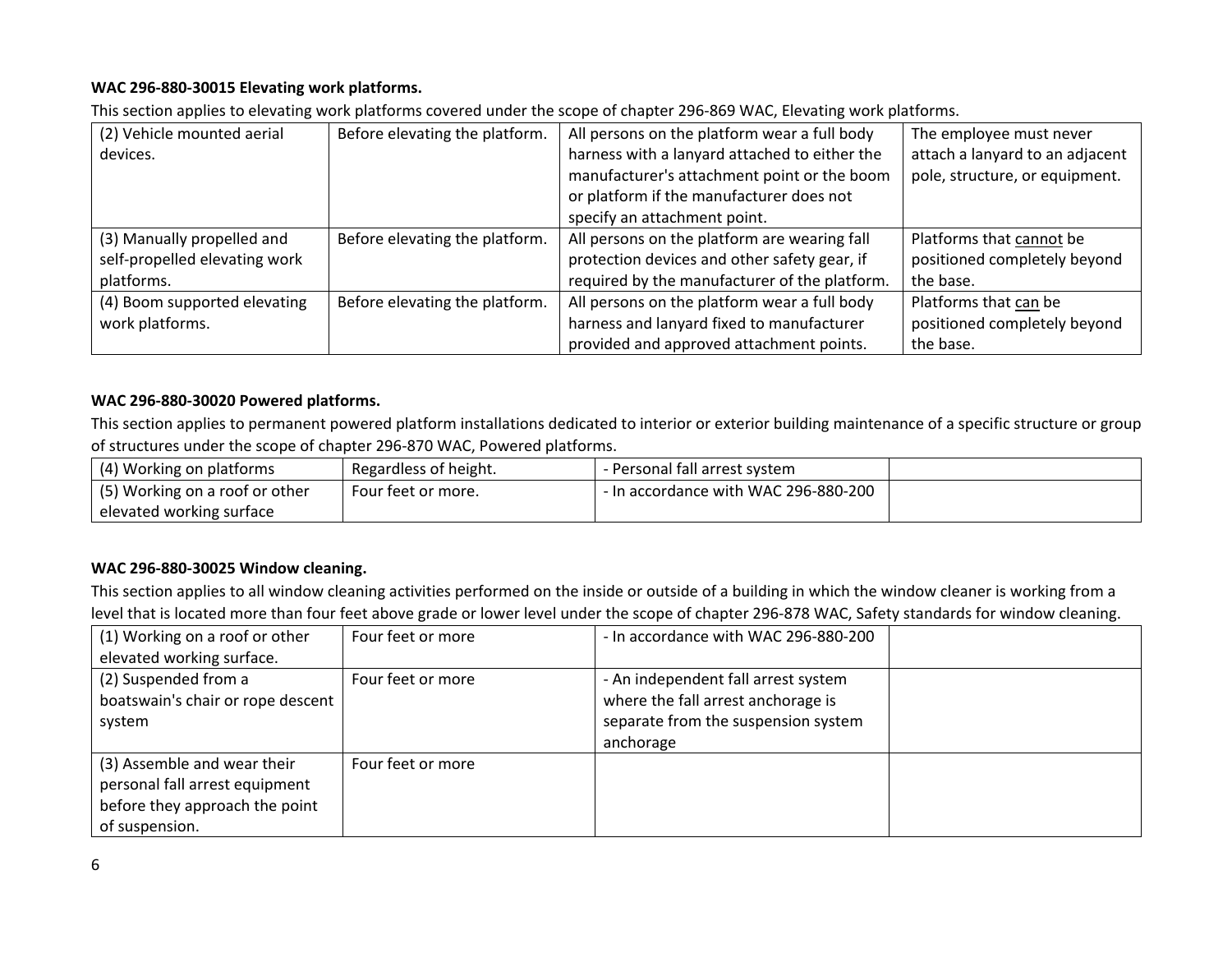**WAC 296-880-30015 Elevating work platforms.**

This section applies to elevating work platforms covered under the scope of chapter 296-869 WAC, Elevating work platforms.

| | | | |
|---|---|---|---|
| (2) Vehicle mounted aerial devices. | Before elevating the platform. | All persons on the platform wear a full body harness with a lanyard attached to either the manufacturer's attachment point or the boom or platform if the manufacturer does not specify an attachment point. | The employee must never attach a lanyard to an adjacent pole, structure, or equipment. |
| (3) Manually propelled and self-propelled elevating work platforms. | Before elevating the platform. | All persons on the platform are wearing fall protection devices and other safety gear, if required by the manufacturer of the platform. | Platforms that <u>cannot</u> be positioned completely beyond the base. |
| (4) Boom supported elevating work platforms. | Before elevating the platform. | All persons on the platform wear a full body harness and lanyard fixed to manufacturer provided and approved attachment points. | Platforms that <u>can</u> be positioned completely beyond the base. |

**WAC 296-880-30020 Powered platforms.**

This section applies to permanent powered platform installations dedicated to interior or exterior building maintenance of a specific structure or group of structures under the scope of chapter 296-870 WAC, Powered platforms.

| | | | |
|---|---|---|---|
| (4) Working on platforms | Regardless of height. | - Personal fall arrest system | |
| (5) Working on a roof or other elevated working surface | Four feet or more. | - In accordance with WAC 296-880-200 | |

**WAC 296-880-30025 Window cleaning.**

This section applies to all window cleaning activities performed on the inside or outside of a building in which the window cleaner is working from a level that is located more than four feet above grade or lower level under the scope of chapter 296-878 WAC, Safety standards for window cleaning.

| | | | |
|---|---|---|---|
| (1) Working on a roof or other elevated working surface. | Four feet or more | - In accordance with WAC 296-880-200 | |
| (2) Suspended from a boatswain's chair or rope descent system | Four feet or more | - An independent fall arrest system where the fall arrest anchorage is separate from the suspension system anchorage | |
| (3) Assemble and wear their personal fall arrest equipment before they approach the point of suspension. | Four feet or more | | |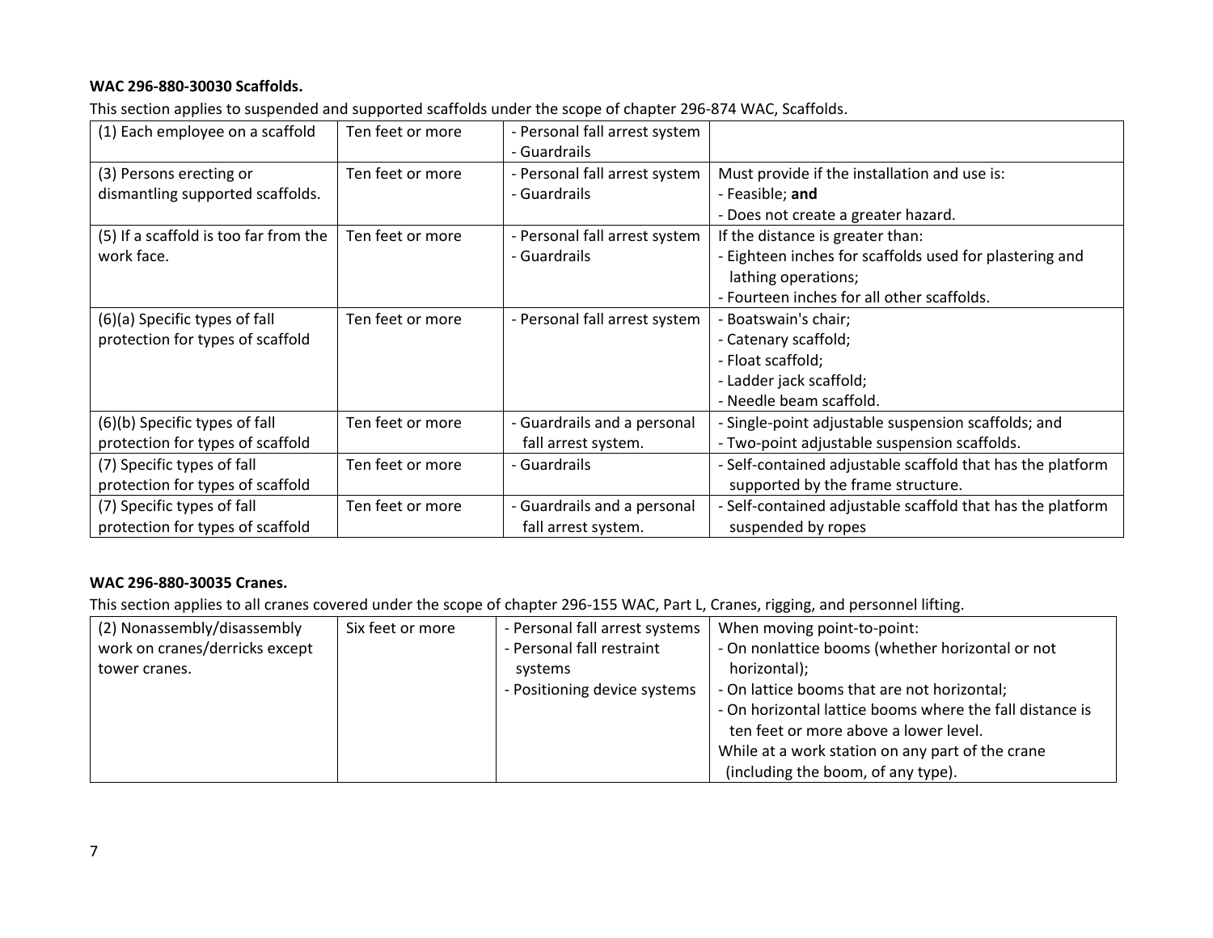**WAC 296-880-30030 Scaffolds.**

This section applies to suspended and supported scaffolds under the scope of chapter 296-874 WAC, Scaffolds.

| | | | |
|---|---|---|---|
| (1) Each employee on a scaffold | Ten feet or more | - Personal fall arrest system<br>- Guardrails | |
| (3) Persons erecting or dismantling supported scaffolds. | Ten feet or more | - Personal fall arrest system<br>- Guardrails | Must provide if the installation and use is:<br>- Feasible; **and**<br>- Does not create a greater hazard. |
| (5) If a scaffold is too far from the work face. | Ten feet or more | - Personal fall arrest system<br>- Guardrails | If the distance is greater than:<br>- Eighteen inches for scaffolds used for plastering and lathing operations;<br>- Fourteen inches for all other scaffolds. |
| (6)(a) Specific types of fall protection for types of scaffold | Ten feet or more | - Personal fall arrest system | - Boatswain's chair;<br>- Catenary scaffold;<br>- Float scaffold;<br>- Ladder jack scaffold;<br>- Needle beam scaffold. |
| (6)(b) Specific types of fall protection for types of scaffold | Ten feet or more | - Guardrails and a personal fall arrest system. | - Single-point adjustable suspension scaffolds; and<br>- Two-point adjustable suspension scaffolds. |
| (7) Specific types of fall protection for types of scaffold | Ten feet or more | - Guardrails | - Self-contained adjustable scaffold that has the platform supported by the frame structure. |
| (7) Specific types of fall protection for types of scaffold | Ten feet or more | - Guardrails and a personal fall arrest system. | - Self-contained adjustable scaffold that has the platform suspended by ropes |

**WAC 296-880-30035 Cranes.**

This section applies to all cranes covered under the scope of chapter 296-155 WAC, Part L, Cranes, rigging, and personnel lifting.

| | | | |
|---|---|---|---|
| (2) Nonassembly/disassembly work on cranes/derricks except tower cranes. | Six feet or more | - Personal fall arrest systems<br>- Personal fall restraint systems<br>- Positioning device systems | When moving point-to-point:<br>- On nonlattice booms (whether horizontal or not horizontal);<br>- On lattice booms that are not horizontal;<br>- On horizontal lattice booms where the fall distance is ten feet or more above a lower level.<br>While at a work station on any part of the crane (including the boom, of any type). |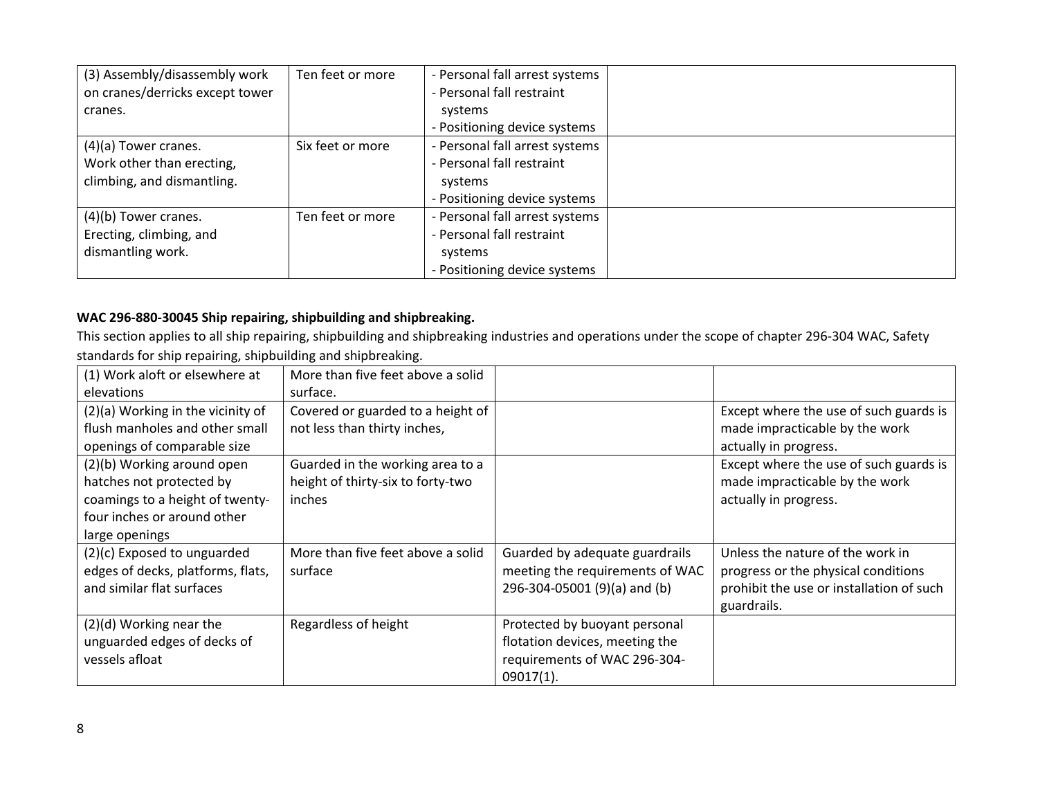| (3) Assembly/disassembly work on cranes/derricks except tower cranes. | Ten feet or more | - Personal fall arrest systems<br>- Personal fall restraint systems<br>- Positioning device systems | |
|---|---|---|---|
| (4)(a) Tower cranes.<br>Work other than erecting, climbing, and dismantling. | Six feet or more | - Personal fall arrest systems<br>- Personal fall restraint systems<br>- Positioning device systems | |
| (4)(b) Tower cranes.<br>Erecting, climbing, and dismantling work. | Ten feet or more | - Personal fall arrest systems<br>- Personal fall restraint systems<br>- Positioning device systems | |

**WAC 296-880-30045 Ship repairing, shipbuilding and shipbreaking.**

This section applies to all ship repairing, shipbuilding and shipbreaking industries and operations under the scope of chapter 296-304 WAC, Safety standards for ship repairing, shipbuilding and shipbreaking.

| (1) Work aloft or elsewhere at elevations | More than five feet above a solid surface. | | |
|---|---|---|---|
| (2)(a) Working in the vicinity of flush manholes and other small openings of comparable size | Covered or guarded to a height of not less than thirty inches, | | Except where the use of such guards is made impracticable by the work actually in progress. |
| (2)(b) Working around open hatches not protected by coamings to a height of twenty-four inches or around other large openings | Guarded in the working area to a height of thirty-six to forty-two inches | | Except where the use of such guards is made impracticable by the work actually in progress. |
| (2)(c) Exposed to unguarded edges of decks, platforms, flats, and similar flat surfaces | More than five feet above a solid surface | Guarded by adequate guardrails meeting the requirements of WAC 296-304-05001 (9)(a) and (b) | Unless the nature of the work in progress or the physical conditions prohibit the use or installation of such guardrails. |
| (2)(d) Working near the unguarded edges of decks of vessels afloat | Regardless of height | Protected by buoyant personal flotation devices, meeting the requirements of WAC 296-304-09017(1). | |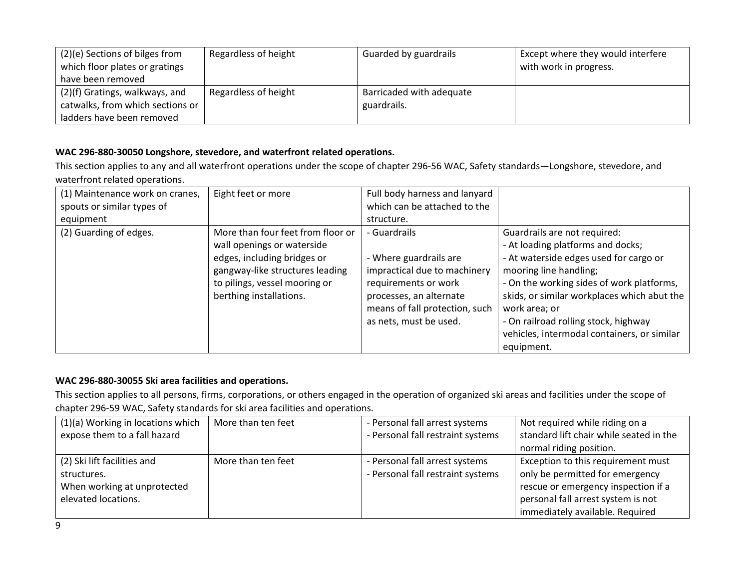| | | | |
|---|---|---|---|
| (2)(e) Sections of bilges from which floor plates or gratings have been removed | Regardless of height | Guarded by guardrails | Except where they would interfere with work in progress. |
| (2)(f) Gratings, walkways, and catwalks, from which sections or ladders have been removed | Regardless of height | Barricaded with adequate guardrails. | |

**WAC 296-880-30050 Longshore, stevedore, and waterfront related operations.**

This section applies to any and all waterfront operations under the scope of chapter 296-56 WAC, Safety standards—Longshore, stevedore, and waterfront related operations.

| | | | |
|---|---|---|---|
| (1) Maintenance work on cranes, spouts or similar types of equipment | Eight feet or more | Full body harness and lanyard which can be attached to the structure. | |
| (2) Guarding of edges. | More than four feet from floor or wall openings or waterside edges, including bridges or gangway-like structures leading to pilings, vessel mooring or berthing installations. | - Guardrails<br><br>- Where guardrails are impractical due to machinery requirements or work processes, an alternate means of fall protection, such as nets, must be used. | Guardrails are not required:<br>- At loading platforms and docks;<br>- At waterside edges used for cargo or mooring line handling;<br>- On the working sides of work platforms, skids, or similar workplaces which abut the work area; or<br>- On railroad rolling stock, highway vehicles, intermodal containers, or similar equipment. |

**WAC 296-880-30055 Ski area facilities and operations.**

This section applies to all persons, firms, corporations, or others engaged in the operation of organized ski areas and facilities under the scope of chapter 296-59 WAC, Safety standards for ski area facilities and operations.

| | | | |
|---|---|---|---|
| (1)(a) Working in locations which expose them to a fall hazard | More than ten feet | - Personal fall arrest systems<br>- Personal fall restraint systems | Not required while riding on a standard lift chair while seated in the normal riding position. |
| (2) Ski lift facilities and structures.<br>When working at unprotected elevated locations. | More than ten feet | - Personal fall arrest systems<br>- Personal fall restraint systems | Exception to this requirement must only be permitted for emergency rescue or emergency inspection if a personal fall arrest system is not immediately available. Required |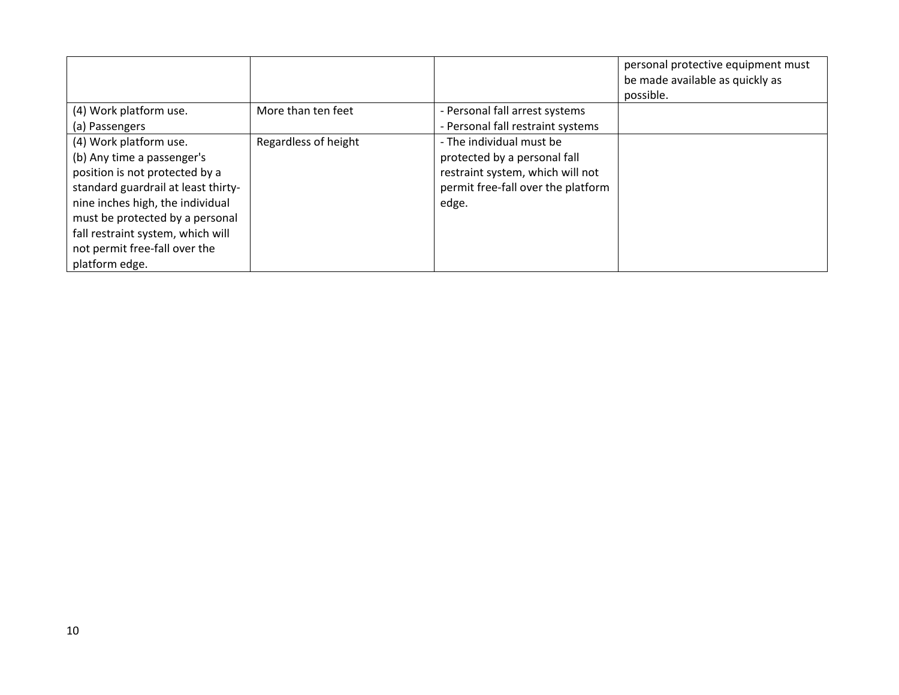| | | | |
|---|---|---|---|
| | | | personal protective equipment must be made available as quickly as possible. |
| (4) Work platform use.<br>(a) Passengers | More than ten feet | - Personal fall arrest systems<br>- Personal fall restraint systems | |
| (4) Work platform use.<br>(b) Any time a passenger's position is not protected by a standard guardrail at least thirty-nine inches high, the individual must be protected by a personal fall restraint system, which will not permit free-fall over the platform edge. | Regardless of height | - The individual must be protected by a personal fall restraint system, which will not permit free-fall over the platform edge. | |